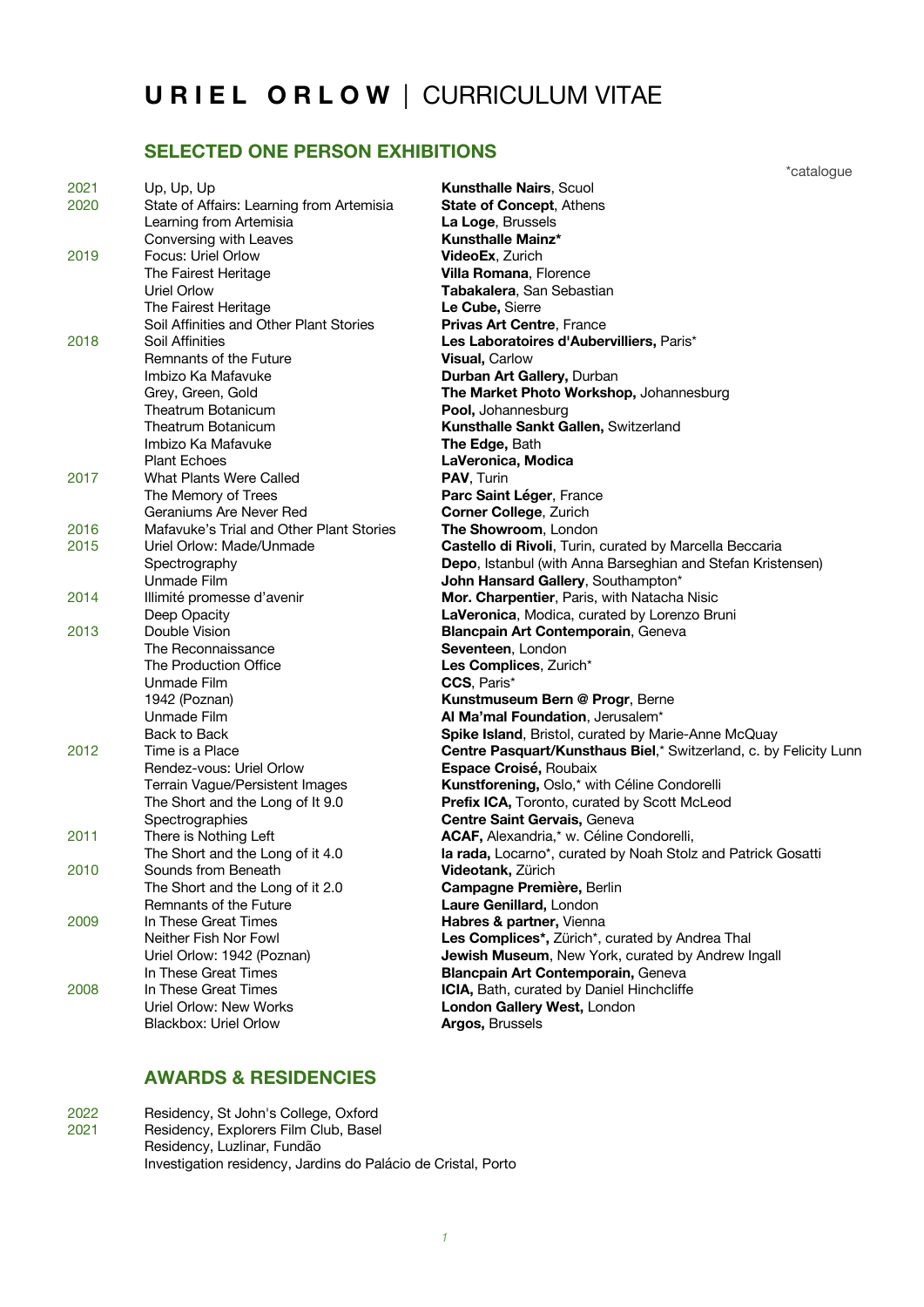# U R I E L   O R L O W | CURRICULUM VITAE

## SELECTED ONE PERSON EXHIBITIONS

*catalogue

| | | |
|---|---|---|
| 2021 | Up, Up, Up | **Kunsthalle Nairs**, Scuol |
| 2020 | State of Affairs: Learning from Artemisia | **State of Concept**, Athens |
| | Learning from Artemisia | **La Loge**, Brussels |
| | Conversing with Leaves | **Kunsthalle Mainz*** |
| 2019 | Focus: Uriel Orlow | **VideoEx**, Zurich |
| | The Fairest Heritage | **Villa Romana**, Florence |
| | Uriel Orlow | **Tabakalera**, San Sebastian |
| | The Fairest Heritage | **Le Cube,** Sierre |
| | Soil Affinities and Other Plant Stories | **Privas Art Centre**, France |
| 2018 | Soil Affinities | **Les Laboratoires d'Aubervilliers,** Paris* |
| | Remnants of the Future | **Visual,** Carlow |
| | Imbizo Ka Mafavuke | **Durban Art Gallery,** Durban |
| | Grey, Green, Gold | **The Market Photo Workshop,** Johannesburg |
| | Theatrum Botanicum | **Pool,** Johannesburg |
| | Theatrum Botanicum | **Kunsthalle Sankt Gallen,** Switzerland |
| | Imbizo Ka Mafavuke | **The Edge,** Bath |
| | Plant Echoes | **LaVeronica, Modica** |
| 2017 | What Plants Were Called | **PAV**, Turin |
| | The Memory of Trees | **Parc Saint Léger**, France |
| | Geraniums Are Never Red | **Corner College**, Zurich |
| 2016 | Mafavuke's Trial and Other Plant Stories | **The Showroom**, London |
| 2015 | Uriel Orlow: Made/Unmade | **Castello di Rivoli**, Turin, curated by Marcella Beccaria |
| | Spectrography | **Depo**, Istanbul (with Anna Barseghian and Stefan Kristensen) |
| | Unmade Film | **John Hansard Gallery**, Southampton* |
| 2014 | Illimité promesse d'avenir | **Mor. Charpentier**, Paris, with Natacha Nisic |
| | Deep Opacity | **LaVeronica**, Modica, curated by Lorenzo Bruni |
| 2013 | Double Vision | **Blancpain Art Contemporain**, Geneva |
| | The Reconnaissance | **Seventeen**, London |
| | The Production Office | **Les Complices**, Zurich* |
| | Unmade Film | **CCS**, Paris* |
| | 1942 (Poznan) | **Kunstmuseum Bern @ Progr**, Berne |
| | Unmade Film | **Al Ma'mal Foundation**, Jerusalem* |
| | Back to Back | **Spike Island**, Bristol, curated by Marie-Anne McQuay |
| 2012 | Time is a Place | **Centre Pasquart/Kunsthaus Biel**,* Switzerland, c. by Felicity Lunn |
| | Rendez-vous: Uriel Orlow | **Espace Croisé,** Roubaix |
| | Terrain Vague/Persistent Images | **Kunstforening,** Oslo,* with Céline Condorelli |
| | The Short and the Long of It 9.0 | **Prefix ICA,** Toronto, curated by Scott McLeod |
| | Spectrographies | **Centre Saint Gervais,** Geneva |
| 2011 | There is Nothing Left | **ACAF,** Alexandria,* w. Céline Condorelli, |
| | The Short and the Long of it 4.0 | **la rada,** Locarno*, curated by Noah Stolz and Patrick Gosatti |
| 2010 | Sounds from Beneath | **Videotank,** Zürich |
| | The Short and the Long of it 2.0 | **Campagne Première,** Berlin |
| | Remnants of the Future | **Laure Genillard,** London |
| 2009 | In These Great Times | **Habres & partner,** Vienna |
| | Neither Fish Nor Fowl | **Les Complices*,** Zürich*, curated by Andrea Thal |
| | Uriel Orlow: 1942 (Poznan) | **Jewish Museum**, New York, curated by Andrew Ingall |
| | In These Great Times | **Blancpain Art Contemporain,** Geneva |
| 2008 | In These Great Times | **ICIA,** Bath, curated by Daniel Hinchcliffe |
| | Uriel Orlow: New Works | **London Gallery West,** London |
| | Blackbox: Uriel Orlow | **Argos,** Brussels |

## AWARDS & RESIDENCIES

| | |
|---|---|
| 2022 | Residency, St John's College, Oxford |
| 2021 | Residency, Explorers Film Club, Basel |
| | Residency, Luzlinar, Fundão |
| | Investigation residency, Jardins do Palácio de Cristal, Porto |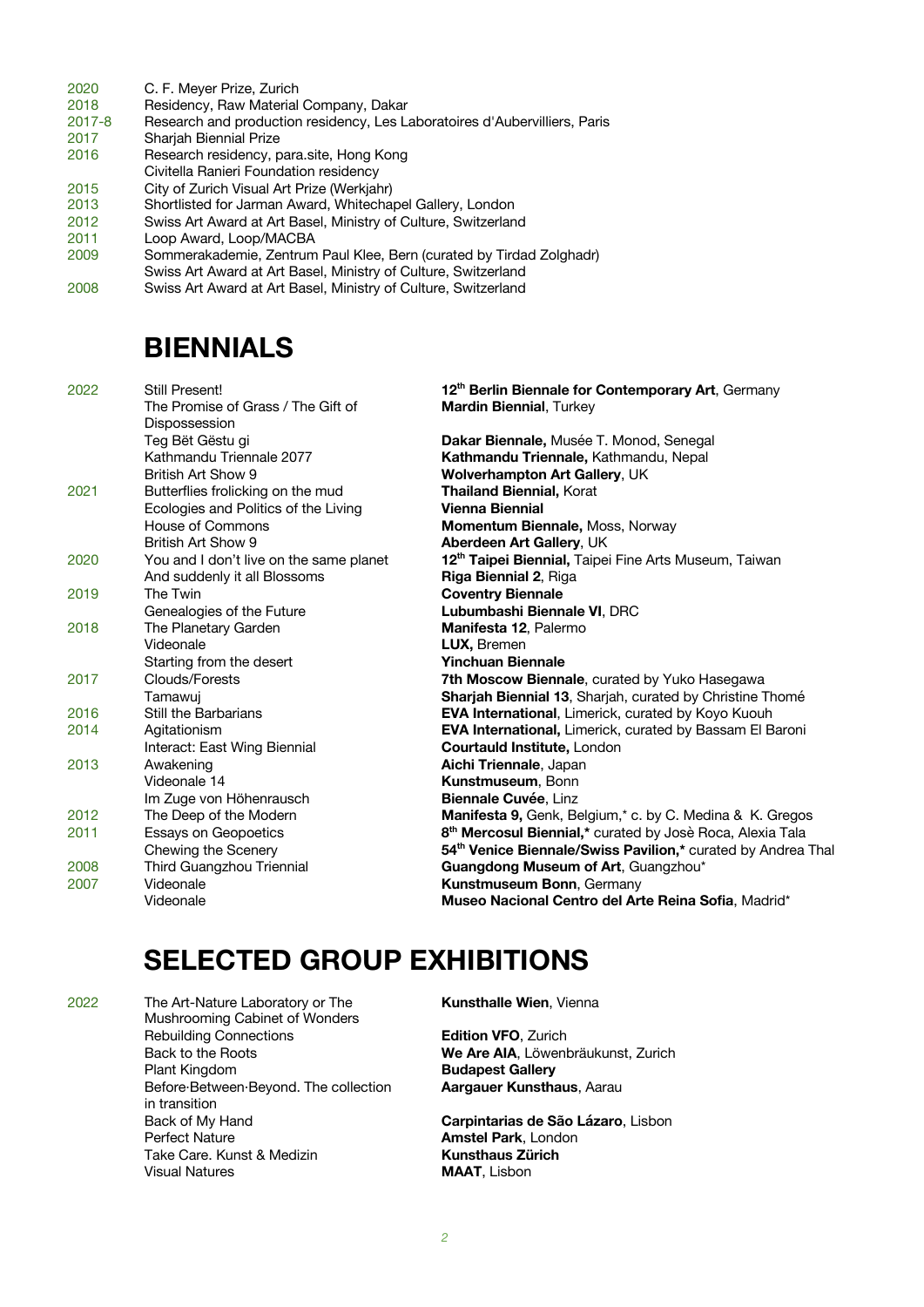2020 C. F. Meyer Prize, Zurich
2018 Residency, Raw Material Company, Dakar
2017-8 Research and production residency, Les Laboratoires d'Aubervilliers, Paris
2017 Sharjah Biennial Prize
2016 Research residency, para.site, Hong Kong
Civitella Ranieri Foundation residency
2015 City of Zurich Visual Art Prize (Werkjahr)
2013 Shortlisted for Jarman Award, Whitechapel Gallery, London
2012 Swiss Art Award at Art Basel, Ministry of Culture, Switzerland
2011 Loop Award, Loop/MACBA
2009 Sommerakademie, Zentrum Paul Klee, Bern (curated by Tirdad Zolghadr)
Swiss Art Award at Art Basel, Ministry of Culture, Switzerland
2008 Swiss Art Award at Art Basel, Ministry of Culture, Switzerland

# BIENNIALS

| | | |
|---|---|---|
| 2022 | Still Present! | **12th Berlin Biennale for Contemporary Art**, Germany |
| | The Promise of Grass / The Gift of Dispossession | **Mardin Biennial**, Turkey |
| | Teg Bët Gëstu gi | **Dakar Biennale,** Musée T. Monod, Senegal |
| | Kathmandu Triennale 2077 | **Kathmandu Triennale,** Kathmandu, Nepal |
| | British Art Show 9 | **Wolverhampton Art Gallery**, UK |
| 2021 | Butterflies frolicking on the mud | **Thailand Biennial,** Korat |
| | Ecologies and Politics of the Living | **Vienna Biennial** |
| | House of Commons | **Momentum Biennale,** Moss, Norway |
| | British Art Show 9 | **Aberdeen Art Gallery**, UK |
| 2020 | You and I don't live on the same planet | **12th Taipei Biennial,** Taipei Fine Arts Museum, Taiwan |
| | And suddenly it all Blossoms | **Riga Biennial 2**, Riga |
| 2019 | The Twin | **Coventry Biennale** |
| | Genealogies of the Future | **Lubumbashi Biennale VI**, DRC |
| 2018 | The Planetary Garden | **Manifesta 12**, Palermo |
| | Videonale | **LUX,** Bremen |
| | Starting from the desert | **Yinchuan Biennale** |
| 2017 | Clouds/Forests | **7th Moscow Biennale**, curated by Yuko Hasegawa |
| | Tamawuj | **Sharjah Biennial 13**, Sharjah, curated by Christine Thomé |
| 2016 | Still the Barbarians | **EVA International**, Limerick, curated by Koyo Kuouh |
| 2014 | Agitationism | **EVA International,** Limerick, curated by Bassam El Baroni |
| | Interact: East Wing Biennial | **Courtauld Institute,** London |
| 2013 | Awakening | **Aichi Triennale**, Japan |
| | Videonale 14 | **Kunstmuseum**, Bonn |
| | Im Zuge von Höhenrausch | **Biennale Cuvée**, Linz |
| 2012 | The Deep of the Modern | **Manifesta 9,** Genk, Belgium,* c. by C. Medina & K. Gregos |
| 2011 | Essays on Geopoetics | **8th Mercosul Biennial,*** curated by Josè Roca, Alexia Tala |
| | Chewing the Scenery | **54th Venice Biennale/Swiss Pavilion,*** curated by Andrea Thal |
| 2008 | Third Guangzhou Triennial | **Guangdong Museum of Art**, Guangzhou* |
| 2007 | Videonale | **Kunstmuseum Bonn**, Germany |
| | Videonale | **Museo Nacional Centro del Arte Reina Sofia**, Madrid* |

# SELECTED GROUP EXHIBITIONS

| | | |
|---|---|---|
| 2022 | The Art-Nature Laboratory or The Mushrooming Cabinet of Wonders | **Kunsthalle Wien**, Vienna |
| | Rebuilding Connections | **Edition VFO**, Zurich |
| | Back to the Roots | **We Are AIA**, Löwenbräukunst, Zurich |
| | Plant Kingdom | **Budapest Gallery** |
| | Before·Between·Beyond. The collection in transition | **Aargauer Kunsthaus**, Aarau |
| | Back of My Hand | **Carpintarias de São Lázaro**, Lisbon |
| | Perfect Nature | **Amstel Park**, London |
| | Take Care. Kunst & Medizin | **Kunsthaus Zürich** |
| | Visual Natures | **MAAT**, Lisbon |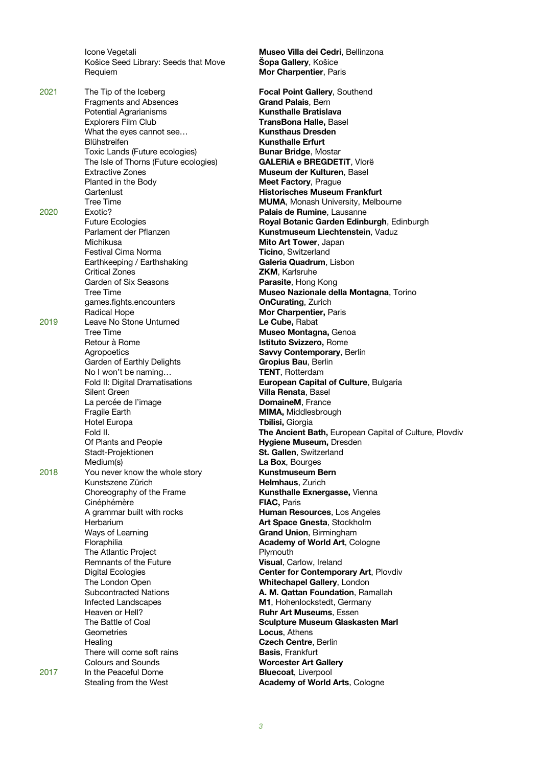| | | |
|---|---|---|
| | Icone Vegetali | **Museo Villa dei Cedri**, Bellinzona |
| | Košice Seed Library: Seeds that Move | **Šopa Gallery**, Košice |
| | Requiem | **Mor Charpentier**, Paris |
| 2021 | The Tip of the Iceberg | **Focal Point Gallery**, Southend |
| | Fragments and Absences | **Grand Palais**, Bern |
| | Potential Agrarianisms | **Kunsthalle Bratislava** |
| | Explorers Film Club | **TransBona Halle,** Basel |
| | What the eyes cannot see… | **Kunsthaus Dresden** |
| | Blühstreifen | **Kunsthalle Erfurt** |
| | Toxic Lands (Future ecologies) | **Bunar Bridge**, Mostar |
| | The Isle of Thorns (Future ecologies) | **GALERiA e BREGDETiT**, Vlorë |
| | Extractive Zones | **Museum der Kulturen**, Basel |
| | Planted in the Body | **Meet Factory**, Prague |
| | Gartenlust | **Historisches Museum Frankfurt** |
| | Tree Time | **MUMA**, Monash University, Melbourne |
| 2020 | Exotic? | **Palais de Rumine**, Lausanne |
| | Future Ecologies | **Royal Botanic Garden Edinburgh**, Edinburgh |
| | Parlament der Pflanzen | **Kunstmuseum Liechtenstein**, Vaduz |
| | Michikusa | **Mito Art Tower**, Japan |
| | Festival Cima Norma | **Ticino**, Switzerland |
| | Earthkeeping / Earthshaking | **Galeria Quadrum**, Lisbon |
| | Critical Zones | **ZKM**, Karlsruhe |
| | Garden of Six Seasons | **Parasite**, Hong Kong |
| | Tree Time | **Museo Nazionale della Montagna**, Torino |
| | games.fights.encounters | **OnCurating**, Zurich |
| | Radical Hope | **Mor Charpentier,** Paris |
| 2019 | Leave No Stone Unturned | **Le Cube,** Rabat |
| | Tree Time | **Museo Montagna,** Genoa |
| | Retour à Rome | **Istituto Svizzero,** Rome |
| | Agropoetics | **Savvy Contemporary**, Berlin |
| | Garden of Earthly Delights | **Gropius Bau**, Berlin |
| | No I won't be naming… | **TENT**, Rotterdam |
| | Fold II: Digital Dramatisations | **European Capital of Culture**, Bulgaria |
| | Silent Green | **Villa Renata**, Basel |
| | La percée de l'image | **DomaineM**, France |
| | Fragile Earth | **MIMA,** Middlesbrough |
| | Hotel Europa | **Tbilisi,** Giorgia |
| | Fold II. | **The Ancient Bath,** European Capital of Culture, Plovdiv |
| | Of Plants and People | **Hygiene Museum,** Dresden |
| | Stadt-Projektionen | **St. Gallen**, Switzerland |
| | Medium(s) | **La Box**, Bourges |
| 2018 | You never know the whole story | **Kunstmuseum Bern** |
| | Kunstszene Zürich | **Helmhaus**, Zurich |
| | Choreography of the Frame | **Kunsthalle Exnergasse,** Vienna |
| | Cinéphémère | **FIAC,** Paris |
| | A grammar built with rocks | **Human Resources**, Los Angeles |
| | Herbarium | **Art Space Gnesta**, Stockholm |
| | Ways of Learning | **Grand Union**, Birmingham |
| | Floraphilia | **Academy of World Art**, Cologne |
| | The Atlantic Project | Plymouth |
| | Remnants of the Future | **Visual**, Carlow, Ireland |
| | Digital Ecologies | **Center for Contemporary Art**, Plovdiv |
| | The London Open | **Whitechapel Gallery**, London |
| | Subcontracted Nations | **A. M. Qattan Foundation**, Ramallah |
| | Infected Landscapes | **M1**, Hohenlockstedt, Germany |
| | Heaven or Hell? | **Ruhr Art Museums**, Essen |
| | The Battle of Coal | **Sculpture Museum Glaskasten Marl** |
| | Geometries | **Locus**, Athens |
| | Healing | **Czech Centre**, Berlin |
| | There will come soft rains | **Basis**, Frankfurt |
| | Colours and Sounds | **Worcester Art Gallery** |
| 2017 | In the Peaceful Dome | **Bluecoat**, Liverpool |
| | Stealing from the West | **Academy of World Arts**, Cologne |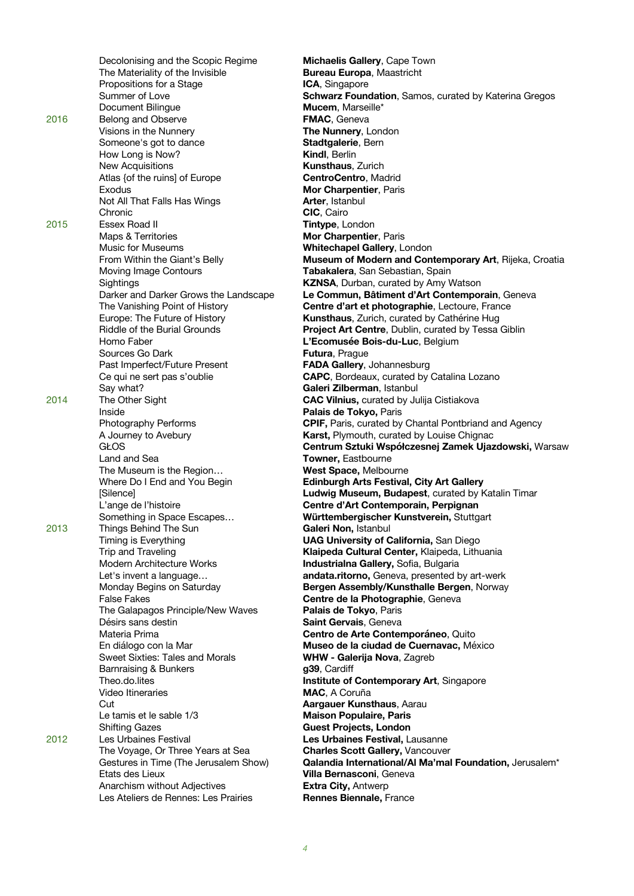| | | |
|---|---|---|
| | Decolonising and the Scopic Regime | **Michaelis Gallery**, Cape Town |
| | The Materiality of the Invisible | **Bureau Europa**, Maastricht |
| | Propositions for a Stage | **ICA**, Singapore |
| | Summer of Love | **Schwarz Foundation**, Samos, curated by Katerina Gregos |
| | Document Bilingue | **Mucem**, Marseille* |
| 2016 | Belong and Observe | **FMAC**, Geneva |
| | Visions in the Nunnery | **The Nunnery**, London |
| | Someone's got to dance | **Stadtgalerie**, Bern |
| | How Long is Now? | **Kindl**, Berlin |
| | New Acquisitions | **Kunsthaus**, Zurich |
| | Atlas {of the ruins] of Europe | **CentroCentro**, Madrid |
| | Exodus | **Mor Charpentier**, Paris |
| | Not All That Falls Has Wings | **Arter**, Istanbul |
| | Chronic | **CIC**, Cairo |
| 2015 | Essex Road II | **Tintype**, London |
| | Maps & Territories | **Mor Charpentier**, Paris |
| | Music for Museums | **Whitechapel Gallery**, London |
| | From Within the Giant's Belly | **Museum of Modern and Contemporary Art**, Rijeka, Croatia |
| | Moving Image Contours | **Tabakalera**, San Sebastian, Spain |
| | Sightings | **KZNSA**, Durban, curated by Amy Watson |
| | Darker and Darker Grows the Landscape | **Le Commun, Bâtiment d'Art Contemporain**, Geneva |
| | The Vanishing Point of History | **Centre d'art et photographie**, Lectoure, France |
| | Europe: The Future of History | **Kunsthaus**, Zurich, curated by Cathérine Hug |
| | Riddle of the Burial Grounds | **Project Art Centre**, Dublin, curated by Tessa Giblin |
| | Homo Faber | **L'Ecomusée Bois-du-Luc**, Belgium |
| | Sources Go Dark | **Futura**, Prague |
| | Past Imperfect/Future Present | **FADA Gallery**, Johannesburg |
| | Ce qui ne sert pas s'oublie | **CAPC**, Bordeaux, curated by Catalina Lozano |
| | Say what? | **Galeri Zilberman**, Istanbul |
| 2014 | The Other Sight | **CAC Vilnius,** curated by Julija Cistiakova |
| | Inside | **Palais de Tokyo,** Paris |
| | Photography Performs | **CPIF,** Paris, curated by Chantal Pontbriand and Agency |
| | A Journey to Avebury | **Karst,** Plymouth, curated by Louise Chignac |
| | GŁOS | **Centrum Sztuki Współczesnej Zamek Ujazdowski,** Warsaw |
| | Land and Sea | **Towner,** Eastbourne |
| | The Museum is the Region… | **West Space,** Melbourne |
| | Where Do I End and You Begin | **Edinburgh Arts Festival, City Art Gallery** |
| | [Silence] | **Ludwig Museum, Budapest**, curated by Katalin Timar |
| | L'ange de l'histoire | **Centre d'Art Contemporain, Perpignan** |
| | Something in Space Escapes… | **Württembergischer Kunstverein,** Stuttgart |
| 2013 | Things Behind The Sun | **Galeri Non,** Istanbul |
| | Timing is Everything | **UAG University of California,** San Diego |
| | Trip and Traveling | **Klaipeda Cultural Center,** Klaipeda, Lithuania |
| | Modern Architecture Works | **Industrialna Gallery,** Sofia, Bulgaria |
| | Let's invent a language… | **andata.ritorno,** Geneva, presented by art-werk |
| | Monday Begins on Saturday | **Bergen Assembly/Kunsthalle Bergen**, Norway |
| | False Fakes | **Centre de la Photographie**, Geneva |
| | The Galapagos Principle/New Waves | **Palais de Tokyo**, Paris |
| | Désirs sans destin | **Saint Gervais**, Geneva |
| | Materia Prima | **Centro de Arte Contemporáneo**, Quito |
| | En diálogo con la Mar | **Museo de la ciudad de Cuernavac,** México |
| | Sweet Sixties: Tales and Morals | **WHW - Galerija Nova**, Zagreb |
| | Barnraising & Bunkers | **g39**, Cardiff |
| | Theo.do.lites | **Institute of Contemporary Art**, Singapore |
| | Video Itineraries | **MAC**, A Coruña |
| | Cut | **Aargauer Kunsthaus**, Aarau |
| | Le tamis et le sable 1/3 | **Maison Populaire, Paris** |
| | Shifting Gazes | **Guest Projects, London** |
| 2012 | Les Urbaines Festival | **Les Urbaines Festival,** Lausanne |
| | The Voyage, Or Three Years at Sea | **Charles Scott Gallery,** Vancouver |
| | Gestures in Time (The Jerusalem Show) | **Qalandia International/Al Ma'mal Foundation,** Jerusalem* |
| | Etats des Lieux | **Villa Bernasconi**, Geneva |
| | Anarchism without Adjectives | **Extra City,** Antwerp |
| | Les Ateliers de Rennes: Les Prairies | **Rennes Biennale,** France |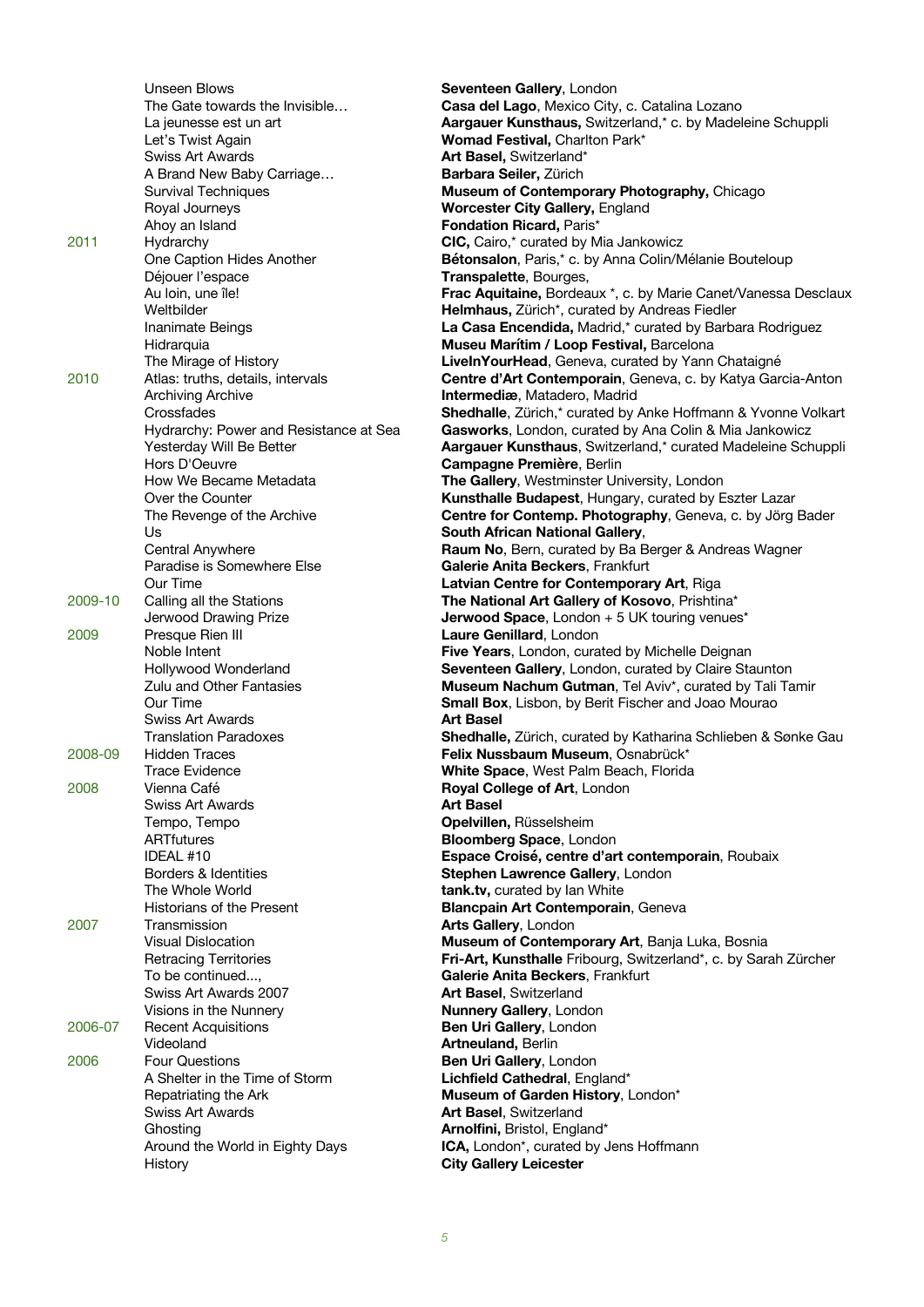| | | |
|---|---|---|
| | Unseen Blows | **Seventeen Gallery**, London |
| | The Gate towards the Invisible… | **Casa del Lago**, Mexico City, c. Catalina Lozano |
| | La jeunesse est un art | **Aargauer Kunsthaus**, Switzerland,* c. by Madeleine Schuppli |
| | Let's Twist Again | **Womad Festival,** Charlton Park* |
| | Swiss Art Awards | **Art Basel,** Switzerland* |
| | A Brand New Baby Carriage… | **Barbara Seiler,** Zürich |
| | Survival Techniques | **Museum of Contemporary Photography,** Chicago |
| | Royal Journeys | **Worcester City Gallery,** England |
| | Ahoy an Island | **Fondation Ricard,** Paris* |
| 2011 | Hydrarchy | **CIC,** Cairo,* curated by Mia Jankowicz |
| | One Caption Hides Another | **Bétonsalon**, Paris,* c. by Anna Colin/Mélanie Bouteloup |
| | Déjouer l'espace | **Transpalette**, Bourges, |
| | Au loin, une île! | **Frac Aquitaine,** Bordeaux *, c. by Marie Canet/Vanessa Desclaux |
| | Weltbilder | **Helmhaus,** Zürich*, curated by Andreas Fiedler |
| | Inanimate Beings | **La Casa Encendida,** Madrid,* curated by Barbara Rodriguez |
| | Hidrarquia | **Museu Marítim / Loop Festival,** Barcelona |
| | The Mirage of History | **LiveInYourHead**, Geneva, curated by Yann Chataigné |
| 2010 | Atlas: truths, details, intervals | **Centre d'Art Contemporain**, Geneva, c. by Katya Garcia-Anton |
| | Archiving Archive | **Intermediæ**, Matadero, Madrid |
| | Crossfades | **Shedhalle**, Zürich,* curated by Anke Hoffmann & Yvonne Volkart |
| | Hydrarchy: Power and Resistance at Sea | **Gasworks**, London, curated by Ana Colin & Mia Jankowicz |
| | Yesterday Will Be Better | **Aargauer Kunsthaus**, Switzerland,* curated Madeleine Schuppli |
| | Hors D'Oeuvre | **Campagne Première**, Berlin |
| | How We Became Metadata | **The Gallery**, Westminster University, London |
| | Over the Counter | **Kunsthalle Budapest**, Hungary, curated by Eszter Lazar |
| | The Revenge of the Archive | **Centre for Contemp. Photography**, Geneva, c. by Jörg Bader |
| | Us | **South African National Gallery**, |
| | Central Anywhere | **Raum No**, Bern, curated by Ba Berger & Andreas Wagner |
| | Paradise is Somewhere Else | **Galerie Anita Beckers**, Frankfurt |
| | Our Time | **Latvian Centre for Contemporary Art**, Riga |
| 2009-10 | Calling all the Stations | **The National Art Gallery of Kosovo**, Prishtina* |
| | Jerwood Drawing Prize | **Jerwood Space**, London + 5 UK touring venues* |
| 2009 | Presque Rien III | **Laure Genillard**, London |
| | Noble Intent | **Five Years**, London, curated by Michelle Deignan |
| | Hollywood Wonderland | **Seventeen Gallery**, London, curated by Claire Staunton |
| | Zulu and Other Fantasies | **Museum Nachum Gutman**, Tel Aviv*, curated by Tali Tamir |
| | Our Time | **Small Box**, Lisbon, by Berit Fischer and Joao Mourao |
| | Swiss Art Awards | **Art Basel** |
| | Translation Paradoxes | **Shedhalle,** Zürich, curated by Katharina Schlieben & Sønke Gau |
| 2008-09 | Hidden Traces | **Felix Nussbaum Museum**, Osnabrück* |
| | Trace Evidence | **White Space**, West Palm Beach, Florida |
| 2008 | Vienna Café | **Royal College of Art**, London |
| | Swiss Art Awards | **Art Basel** |
| | Tempo, Tempo | **Opelvillen,** Rüsselsheim |
| | ARTfutures | **Bloomberg Space**, London |
| | IDEAL #10 | **Espace Croisé, centre d'art contemporain**, Roubaix |
| | Borders & Identities | **Stephen Lawrence Gallery**, London |
| | The Whole World | **tank.tv,** curated by Ian White |
| | Historians of the Present | **Blancpain Art Contemporain**, Geneva |
| 2007 | Transmission | **Arts Gallery**, London |
| | Visual Dislocation | **Museum of Contemporary Art**, Banja Luka, Bosnia |
| | Retracing Territories | **Fri-Art, Kunsthalle** Fribourg, Switzerland*, c. by Sarah Zürcher |
| | To be continued..., | **Galerie Anita Beckers**, Frankfurt |
| | Swiss Art Awards 2007 | **Art Basel**, Switzerland |
| | Visions in the Nunnery | **Nunnery Gallery**, London |
| 2006-07 | Recent Acquisitions | **Ben Uri Gallery**, London |
| | Videoland | **Arteuland,** Berlin |
| 2006 | Four Questions | **Ben Uri Gallery**, London |
| | A Shelter in the Time of Storm | **Lichfield Cathedral**, England* |
| | Repatriating the Ark | **Museum of Garden History**, London* |
| | Swiss Art Awards | **Art Basel**, Switzerland |
| | Ghosting | **Arnolfini,** Bristol, England* |
| | Around the World in Eighty Days | **ICA,** London*, curated by Jens Hoffmann |
| | History | **City Gallery Leicester** |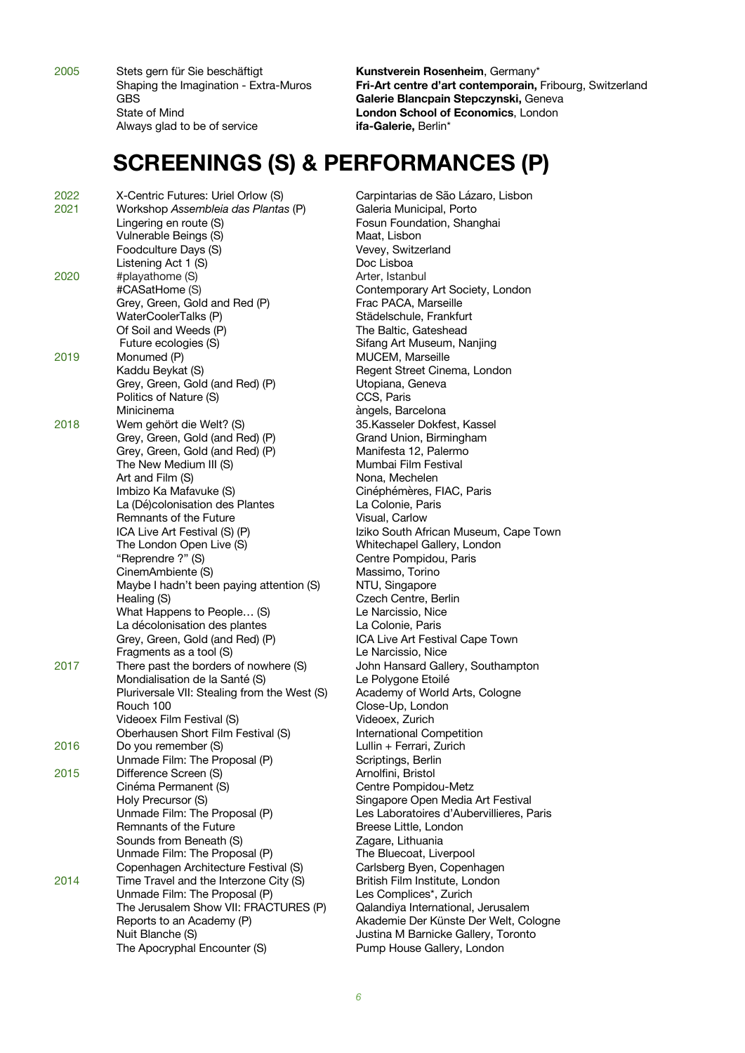| | | |
|---|---|---|
| 2005 | Stets gern für Sie beschäftigt | **Kunstverein Rosenheim**, Germany* |
| | Shaping the Imagination - Extra-Muros | **Fri-Art centre d'art contemporain,** Fribourg, Switzerland |
| | GBS | **Galerie Blancpain Stepczynski,** Geneva |
| | State of Mind | **London School of Economics**, London |
| | Always glad to be of service | **ifa-Galerie,** Berlin* |

# SCREENINGS (S) & PERFORMANCES (P)

| | | |
|---|---|---|
| 2022 | X-Centric Futures: Uriel Orlow (S) | Carpintarias de São Lázaro, Lisbon |
| 2021 | Workshop *Assembleia das Plantas* (P) | Galeria Municipal, Porto |
| | Lingering en route (S) | Fosun Foundation, Shanghai |
| | Vulnerable Beings (S) | Maat, Lisbon |
| | Foodculture Days (S) | Vevey, Switzerland |
| | Listening Act 1 (S) | Doc Lisboa |
| 2020 | #playathome (S) | Arter, Istanbul |
| | #CASatHome (S) | Contemporary Art Society, London |
| | Grey, Green, Gold and Red (P) | Frac PACA, Marseille |
| | WaterCoolerTalks (P) | Städelschule, Frankfurt |
| | Of Soil and Weeds (P) | The Baltic, Gateshead |
| | Future ecologies (S) | Sifang Art Museum, Nanjing |
| 2019 | Monumed (P) | MUCEM, Marseille |
| | Kaddu Beykat (S) | Regent Street Cinema, London |
| | Grey, Green, Gold (and Red) (P) | Utopiana, Geneva |
| | Politics of Nature (S) | CCS, Paris |
| | Minicinema | àngels, Barcelona |
| 2018 | Wem gehört die Welt? (S) | 35.Kasseler Dokfest, Kassel |
| | Grey, Green, Gold (and Red) (P) | Grand Union, Birmingham |
| | Grey, Green, Gold (and Red) (P) | Manifesta 12, Palermo |
| | The New Medium III (S) | Mumbai Film Festival |
| | Art and Film (S) | Nona, Mechelen |
| | Imbizo Ka Mafavuke (S) | Cinéphémères, FIAC, Paris |
| | La (Dé)colonisation des Plantes | La Colonie, Paris |
| | Remnants of the Future | Visual, Carlow |
| | ICA Live Art Festival (S) (P) | Iziko South African Museum, Cape Town |
| | The London Open Live (S) | Whitechapel Gallery, London |
| | "Reprendre ?" (S) | Centre Pompidou, Paris |
| | CinemAmbiente (S) | Massimo, Torino |
| | Maybe I hadn't been paying attention (S) | NTU, Singapore |
| | Healing (S) | Czech Centre, Berlin |
| | What Happens to People… (S) | Le Narcissio, Nice |
| | La décolonisation des plantes | La Colonie, Paris |
| | Grey, Green, Gold (and Red) (P) | ICA Live Art Festival Cape Town |
| | Fragments as a tool (S) | Le Narcissio, Nice |
| 2017 | There past the borders of nowhere (S) | John Hansard Gallery, Southampton |
| | Mondialisation de la Santé (S) | Le Polygone Etoilé |
| | Pluriversale VII: Stealing from the West (S) | Academy of World Arts, Cologne |
| | Rouch 100 | Close-Up, London |
| | Videoex Film Festival (S) | Videoex, Zurich |
| | Oberhausen Short Film Festival (S) | International Competition |
| 2016 | Do you remember (S) | Lullin + Ferrari, Zurich |
| | Unmade Film: The Proposal (P) | Scriptings, Berlin |
| 2015 | Difference Screen (S) | Arnolfini, Bristol |
| | Cinéma Permanent (S) | Centre Pompidou-Metz |
| | Holy Precursor (S) | Singapore Open Media Art Festival |
| | Unmade Film: The Proposal (P) | Les Laboratoires d'Aubervillieres, Paris |
| | Remnants of the Future | Breese Little, London |
| | Sounds from Beneath (S) | Zagare, Lithuania |
| | Unmade Film: The Proposal (P) | The Bluecoat, Liverpool |
| | Copenhagen Architecture Festival (S) | Carlsberg Byen, Copenhagen |
| 2014 | Time Travel and the Interzone City (S) | British Film Institute, London |
| | Unmade Film: The Proposal (P) | Les Complices*, Zurich |
| | The Jerusalem Show VII: FRACTURES (P) | Qalandiya International, Jerusalem |
| | Reports to an Academy (P) | Akademie Der Künste Der Welt, Cologne |
| | Nuit Blanche (S) | Justina M Barnicke Gallery, Toronto |
| | The Apocryphal Encounter (S) | Pump House Gallery, London |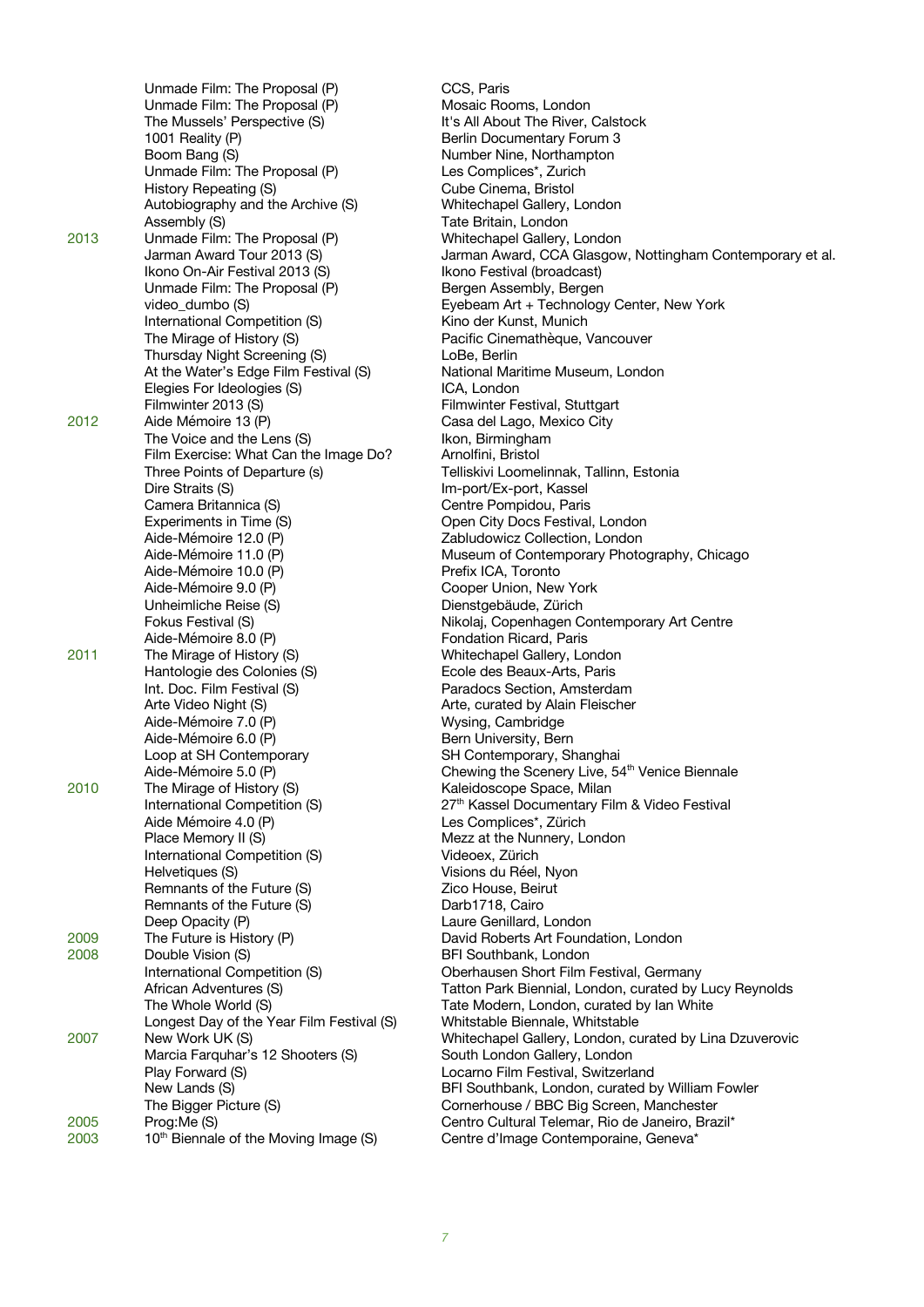| | | |
|---|---|---|
| | Unmade Film: The Proposal (P) | CCS, Paris |
| | Unmade Film: The Proposal (P) | Mosaic Rooms, London |
| | The Mussels' Perspective (S) | It's All About The River, Calstock |
| | 1001 Reality (P) | Berlin Documentary Forum 3 |
| | Boom Bang (S) | Number Nine, Northampton |
| | Unmade Film: The Proposal (P) | Les Complices*, Zurich |
| | History Repeating (S) | Cube Cinema, Bristol |
| | Autobiography and the Archive (S) | Whitechapel Gallery, London |
| | Assembly (S) | Tate Britain, London |
| 2013 | Unmade Film: The Proposal (P) | Whitechapel Gallery, London |
| | Jarman Award Tour 2013 (S) | Jarman Award, CCA Glasgow, Nottingham Contemporary et al. |
| | Ikono On-Air Festival 2013 (S) | Ikono Festival (broadcast) |
| | Unmade Film: The Proposal (P) | Bergen Assembly, Bergen |
| | video_dumbo (S) | Eyebeam Art + Technology Center, New York |
| | International Competition (S) | Kino der Kunst, Munich |
| | The Mirage of History (S) | Pacific Cinemathèque, Vancouver |
| | Thursday Night Screening (S) | LoBe, Berlin |
| | At the Water's Edge Film Festival (S) | National Maritime Museum, London |
| | Elegies For Ideologies (S) | ICA, London |
| | Filmwinter 2013 (S) | Filmwinter Festival, Stuttgart |
| 2012 | Aide Mémoire 13 (P) | Casa del Lago, Mexico City |
| | The Voice and the Lens (S) | Ikon, Birmingham |
| | Film Exercise: What Can the Image Do? | Arnolfini, Bristol |
| | Three Points of Departure (s) | Telliskivi Loomelinnak, Tallinn, Estonia |
| | Dire Straits (S) | Im-port/Ex-port, Kassel |
| | Camera Britannica (S) | Centre Pompidou, Paris |
| | Experiments in Time (S) | Open City Docs Festival, London |
| | Aide-Mémoire 12.0 (P) | Zabludowicz Collection, London |
| | Aide-Mémoire 11.0 (P) | Museum of Contemporary Photography, Chicago |
| | Aide-Mémoire 10.0 (P) | Prefix ICA, Toronto |
| | Aide-Mémoire 9.0 (P) | Cooper Union, New York |
| | Unheimliche Reise (S) | Dienstgebäude, Zürich |
| | Fokus Festival (S) | Nikolaj, Copenhagen Contemporary Art Centre |
| | Aide-Mémoire 8.0 (P) | Fondation Ricard, Paris |
| 2011 | The Mirage of History (S) | Whitechapel Gallery, London |
| | Hantologie des Colonies (S) | Ecole des Beaux-Arts, Paris |
| | Int. Doc. Film Festival (S) | Paradocs Section, Amsterdam |
| | Arte Video Night (S) | Arte, curated by Alain Fleischer |
| | Aide-Mémoire 7.0 (P) | Wysing, Cambridge |
| | Aide-Mémoire 6.0 (P) | Bern University, Bern |
| | Loop at SH Contemporary | SH Contemporary, Shanghai |
| | Aide-Mémoire 5.0 (P) | Chewing the Scenery Live, 54th Venice Biennale |
| 2010 | The Mirage of History (S) | Kaleidoscope Space, Milan |
| | International Competition (S) | 27th Kassel Documentary Film & Video Festival |
| | Aide Mémoire 4.0 (P) | Les Complices*, Zürich |
| | Place Memory II (S) | Mezz at the Nunnery, London |
| | International Competition (S) | Videoex, Zürich |
| | Helvetiques (S) | Visions du Réel, Nyon |
| | Remnants of the Future (S) | Zico House, Beirut |
| | Remnants of the Future (S) | Darb1718, Cairo |
| | Deep Opacity (P) | Laure Genillard, London |
| 2009 | The Future is History (P) | David Roberts Art Foundation, London |
| 2008 | Double Vision (S) | BFI Southbank, London |
| | International Competition (S) | Oberhausen Short Film Festival, Germany |
| | African Adventures (S) | Tatton Park Biennial, London, curated by Lucy Reynolds |
| | The Whole World (S) | Tate Modern, London, curated by Ian White |
| | Longest Day of the Year Film Festival (S) | Whitstable Biennale, Whitstable |
| 2007 | New Work UK (S) | Whitechapel Gallery, London, curated by Lina Dzuverovic |
| | Marcia Farquhar's 12 Shooters (S) | South London Gallery, London |
| | Play Forward (S) | Locarno Film Festival, Switzerland |
| | New Lands (S) | BFI Southbank, London, curated by William Fowler |
| | The Bigger Picture (S) | Cornerhouse / BBC Big Screen, Manchester |
| 2005 | Prog:Me (S) | Centro Cultural Telemar, Rio de Janeiro, Brazil* |
| 2003 | 10th Biennale of the Moving Image (S) | Centre d'Image Contemporaine, Geneva* |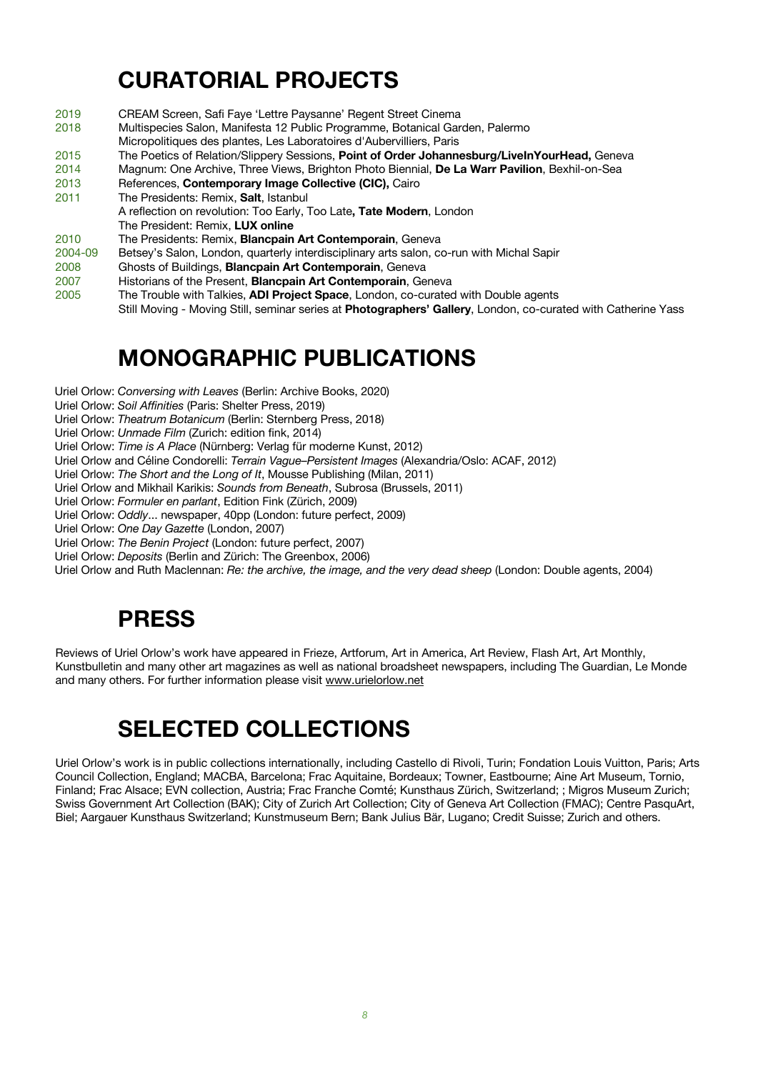## CURATORIAL PROJECTS

2019 CREAM Screen, Safi Faye 'Lettre Paysanne' Regent Street Cinema
2018 Multispecies Salon, Manifesta 12 Public Programme, Botanical Garden, Palermo
Micropolitiques des plantes, Les Laboratoires d'Aubervilliers, Paris
2015 The Poetics of Relation/Slippery Sessions, **Point of Order Johannesburg/LiveInYourHead,** Geneva
2014 Magnum: One Archive, Three Views, Brighton Photo Biennial, **De La Warr Pavilion**, Bexhil-on-Sea
2013 References, **Contemporary Image Collective (CIC),** Cairo
2011 The Presidents: Remix, **Salt**, Istanbul
A reflection on revolution: Too Early, Too Late**, Tate Modern**, London
The President: Remix, **LUX online**
2010 The Presidents: Remix, **Blancpain Art Contemporain**, Geneva
2004-09 Betsey's Salon, London, quarterly interdisciplinary arts salon, co-run with Michal Sapir
2008 Ghosts of Buildings, **Blancpain Art Contemporain**, Geneva
2007 Historians of the Present, **Blancpain Art Contemporain**, Geneva
2005 The Trouble with Talkies, **ADI Project Space**, London, co-curated with Double agents
Still Moving - Moving Still, seminar series at **Photographers' Gallery**, London, co-curated with Catherine Yass

## MONOGRAPHIC PUBLICATIONS

Uriel Orlow: *Conversing with Leaves* (Berlin: Archive Books, 2020)
Uriel Orlow: *Soil Affinities* (Paris: Shelter Press, 2019)
Uriel Orlow: *Theatrum Botanicum* (Berlin: Sternberg Press, 2018)
Uriel Orlow: *Unmade Film* (Zurich: edition fink, 2014)
Uriel Orlow: *Time is A Place* (Nürnberg: Verlag für moderne Kunst, 2012)
Uriel Orlow and Céline Condorelli: *Terrain Vague–Persistent Images* (Alexandria/Oslo: ACAF, 2012)
Uriel Orlow: *The Short and the Long of It*, Mousse Publishing (Milan, 2011)
Uriel Orlow and Mikhail Karikis: *Sounds from Beneath*, Subrosa (Brussels, 2011)
Uriel Orlow: *Formuler en parlant*, Edition Fink (Zürich, 2009)
Uriel Orlow: *Oddly*... newspaper, 40pp (London: future perfect, 2009)
Uriel Orlow: *One Day Gazette* (London, 2007)
Uriel Orlow: *The Benin Project* (London: future perfect, 2007)
Uriel Orlow: *Deposits* (Berlin and Zürich: The Greenbox, 2006)
Uriel Orlow and Ruth Maclennan: *Re: the archive, the image, and the very dead sheep* (London: Double agents, 2004)

## PRESS

Reviews of Uriel Orlow's work have appeared in Frieze, Artforum, Art in America, Art Review, Flash Art, Art Monthly, Kunstbulletin and many other art magazines as well as national broadsheet newspapers, including The Guardian, Le Monde and many others. For further information please visit www.urielorlow.net

## SELECTED COLLECTIONS

Uriel Orlow's work is in public collections internationally, including Castello di Rivoli, Turin; Fondation Louis Vuitton, Paris; Arts Council Collection, England; MACBA, Barcelona; Frac Aquitaine, Bordeaux; Towner, Eastbourne; Aine Art Museum, Tornio, Finland; Frac Alsace; EVN collection, Austria; Frac Franche Comté; Kunsthaus Zürich, Switzerland; ; Migros Museum Zurich; Swiss Government Art Collection (BAK); City of Zurich Art Collection; City of Geneva Art Collection (FMAC); Centre PasquArt, Biel; Aargauer Kunsthaus Switzerland; Kunstmuseum Bern; Bank Julius Bär, Lugano; Credit Suisse; Zurich and others.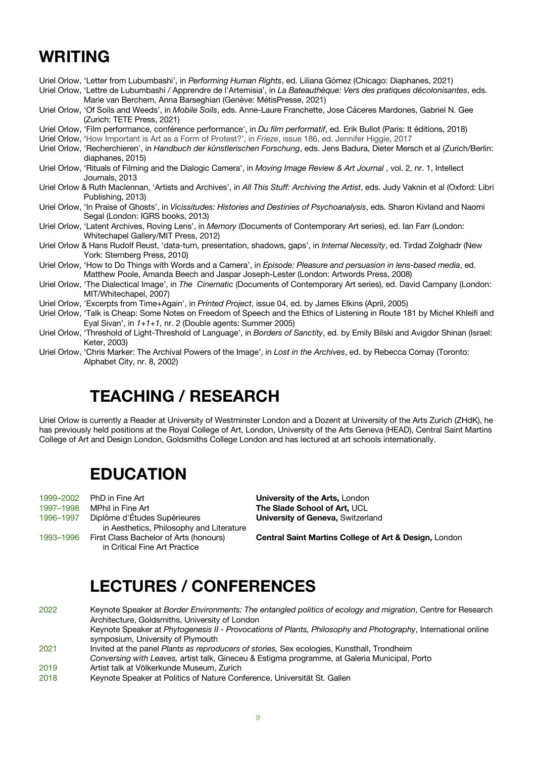# WRITING

Uriel Orlow, 'Letter from Lubumbashi', in *Performing Human Rights*, ed. Liliana Gómez (Chicago: Diaphanes, 2021)

Uriel Orlow, 'Lettre de Lubumbashi / Apprendre de l'Artemisia', in *La Bateauthèque: Vers des pratiques décolonisantes*, eds. Marie van Berchem, Anna Barseghian (Genève: MétisPresse, 2021)

Uriel Orlow, 'Of Soils and Weeds', in *Mobile Soils*, eds. Anne-Laure Franchette, Jose Cáceres Mardones, Gabriel N. Gee (Zurich: TETE Press, 2021)

Uriel Orlow, 'Film performance, conférence performance', in *Du film performatif*, ed. Erik Bullot (Paris: It éditions, 2018)

Uriel Orlow, 'How Important is Art as a Form of Protest?', in *Frieze*, issue 186, ed. Jennifer Higgie, 2017

Uriel Orlow, 'Recherchieren', in *Handbuch der künstlerischen Forschung*, eds. Jens Badura, Dieter Mersch et al (Zurich/Berlin: diaphanes, 2015)

Uriel Orlow, 'Rituals of Filming and the Dialogic Camera', in *Moving Image Review & Art Journal* , vol. 2, nr. 1, Intellect Journals, 2013

Uriel Orlow & Ruth Maclennan, 'Artists and Archives', in *All This Stuff: Archiving the Artist*, eds. Judy Vaknin et al (Oxford: Libri Publishing, 2013)

Uriel Orlow, 'In Praise of Ghosts', in *Vicissitudes: Histories and Destinies of Psychoanalysis*, eds. Sharon Kivland and Naomi Segal (London: IGRS books, 2013)

Uriel Orlow, 'Latent Archives, Roving Lens', in *Memory* (Documents of Contemporary Art series), ed. Ian Farr (London: Whitechapel Gallery/MIT Press, 2012)

Uriel Orlow & Hans Rudolf Reust, 'data-turn, presentation, shadows, gaps', in *Internal Necessity*, ed. Tirdad Zolghadr (New York: Sternberg Press, 2010)

Uriel Orlow, 'How to Do Things with Words and a Camera', in *Episode: Pleasure and persuasion in lens-based media*, ed. Matthew Poole, Amanda Beech and Jaspar Joseph-Lester (London: Artwords Press, 2008)

Uriel Orlow, 'The Dialectical Image', in *The Cinematic* (Documents of Contemporary Art series), ed. David Campany (London: MIT/Whitechapel, 2007)

Uriel Orlow, 'Excerpts from Time+Again', in *Printed Project*, issue 04, ed. by James Elkins (April, 2005)

Uriel Orlow, 'Talk is Cheap: Some Notes on Freedom of Speech and the Ethics of Listening in Route 181 by Michel Khleifi and Eyal Sivan', in *1+1+1*, nr. 2 (Double agents: Summer 2005)

Uriel Orlow, 'Threshold of Light-Threshold of Language', in *Borders of Sanctity*, ed. by Emily Bilski and Avigdor Shinan (Israel: Keter, 2003)

Uriel Orlow, 'Chris Marker: The Archival Powers of the Image', in *Lost in the Archives*, ed. by Rebecca Comay (Toronto: Alphabet City, nr. 8, 2002)

# TEACHING / RESEARCH

Uriel Orlow is currently a Reader at University of Westminster London and a Dozent at University of the Arts Zurich (ZHdK), he has previously held positions at the Royal College of Art, London, University of the Arts Geneva (HEAD), Central Saint Martins College of Art and Design London, Goldsmiths College London and has lectured at art schools internationally.

# EDUCATION

| | | |
|---|---|---|
| 1999–2002 | PhD in Fine Art | **University of the Arts,** London |
| 1997–1998 | MPhil in Fine Art | **The Slade School of Art,** UCL |
| 1996–1997 | Diplôme d'Études Supérieures in Aesthetics, Philosophy and Literature | **University of Geneva,** Switzerland |
| 1993–1996 | First Class Bachelor of Arts (honours) in Critical Fine Art Practice | **Central Saint Martins College of Art & Design,** London |

# LECTURES / CONFERENCES

2022
Keynote Speaker at *Border Environments: The entangled politics of ecology and migration*, Centre for Research Architecture, Goldsmiths, University of London
Keynote Speaker at *Phytogenesis II - Provocations of Plants, Philosophy and Photography*, International online symposium, University of Plymouth

2021
Invited at the panel *Plants as reproducers of stories,* Sex ecologies, Kunsthall, Trondheim
*Conversing with Leaves,* artist talk, Gineceu & Estigma programme, at Galeria Municipal, Porto

2019
Artist talk at Völkerkunde Museum, Zurich

2018
Keynote Speaker at Politics of Nature Conference, Universität St. Gallen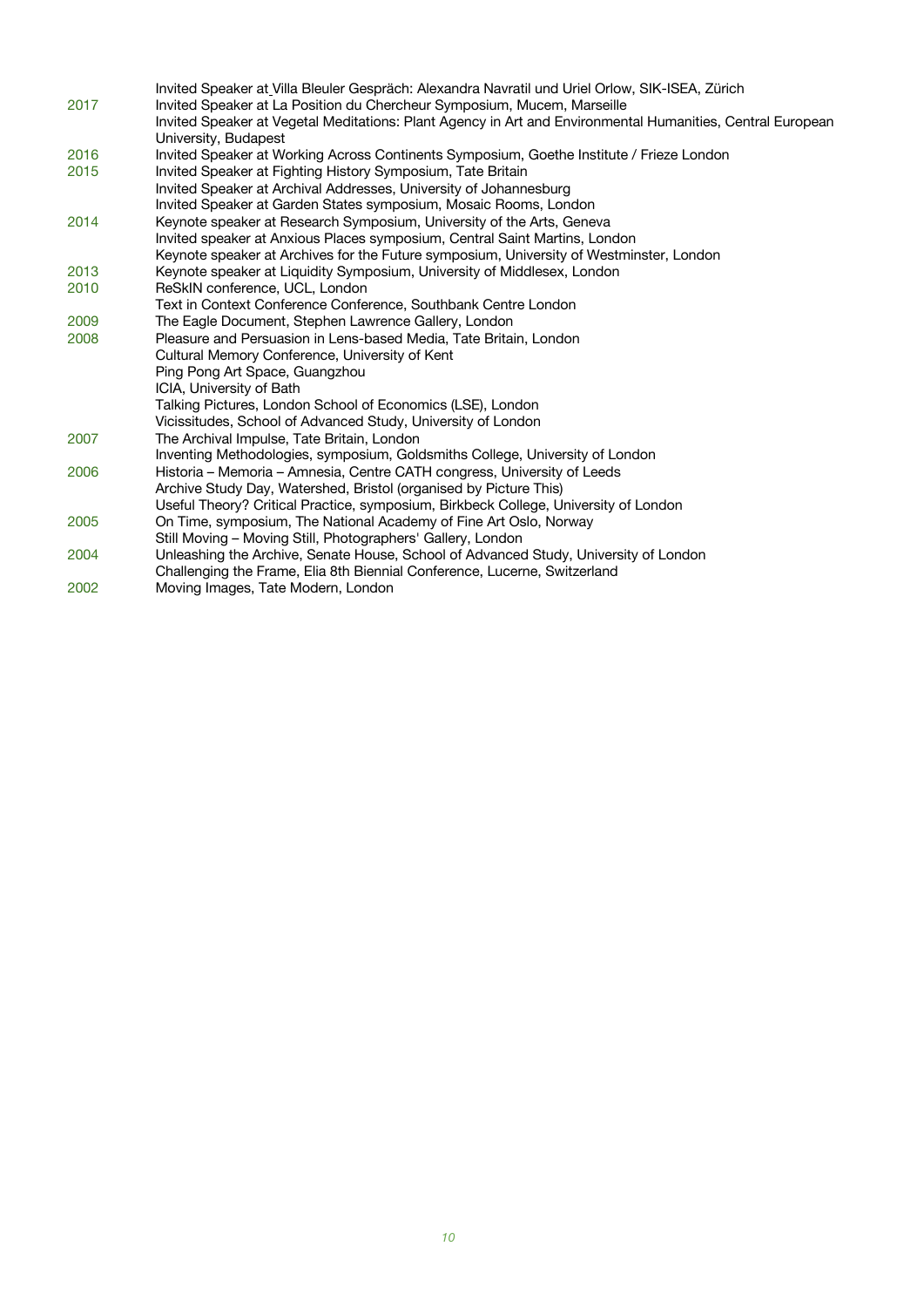| | |
|---|---|
| | Invited Speaker at Villa Bleuler Gespräch: Alexandra Navratil und Uriel Orlow, SIK-ISEA, Zürich |
| 2017 | Invited Speaker at La Position du Chercheur Symposium, Mucem, Marseille |
| | Invited Speaker at Vegetal Meditations: Plant Agency in Art and Environmental Humanities, Central European University, Budapest |
| 2016 | Invited Speaker at Working Across Continents Symposium, Goethe Institute / Frieze London |
| 2015 | Invited Speaker at Fighting History Symposium, Tate Britain |
| | Invited Speaker at Archival Addresses, University of Johannesburg |
| | Invited Speaker at Garden States symposium, Mosaic Rooms, London |
| 2014 | Keynote speaker at Research Symposium, University of the Arts, Geneva |
| | Invited speaker at Anxious Places symposium, Central Saint Martins, London |
| | Keynote speaker at Archives for the Future symposium, University of Westminster, London |
| 2013 | Keynote speaker at Liquidity Symposium, University of Middlesex, London |
| 2010 | ReSkIN conference, UCL, London |
| | Text in Context Conference Conference, Southbank Centre London |
| 2009 | The Eagle Document, Stephen Lawrence Gallery, London |
| 2008 | Pleasure and Persuasion in Lens-based Media, Tate Britain, London |
| | Cultural Memory Conference, University of Kent |
| | Ping Pong Art Space, Guangzhou |
| | ICIA, University of Bath |
| | Talking Pictures, London School of Economics (LSE), London |
| | Vicissitudes, School of Advanced Study, University of London |
| 2007 | The Archival Impulse, Tate Britain, London |
| | Inventing Methodologies, symposium, Goldsmiths College, University of London |
| 2006 | Historia – Memoria – Amnesia, Centre CATH congress, University of Leeds |
| | Archive Study Day, Watershed, Bristol (organised by Picture This) |
| | Useful Theory? Critical Practice, symposium, Birkbeck College, University of London |
| 2005 | On Time, symposium, The National Academy of Fine Art Oslo, Norway |
| | Still Moving – Moving Still, Photographers' Gallery, London |
| 2004 | Unleashing the Archive, Senate House, School of Advanced Study, University of London |
| | Challenging the Frame, Elia 8th Biennial Conference, Lucerne, Switzerland |
| 2002 | Moving Images, Tate Modern, London |